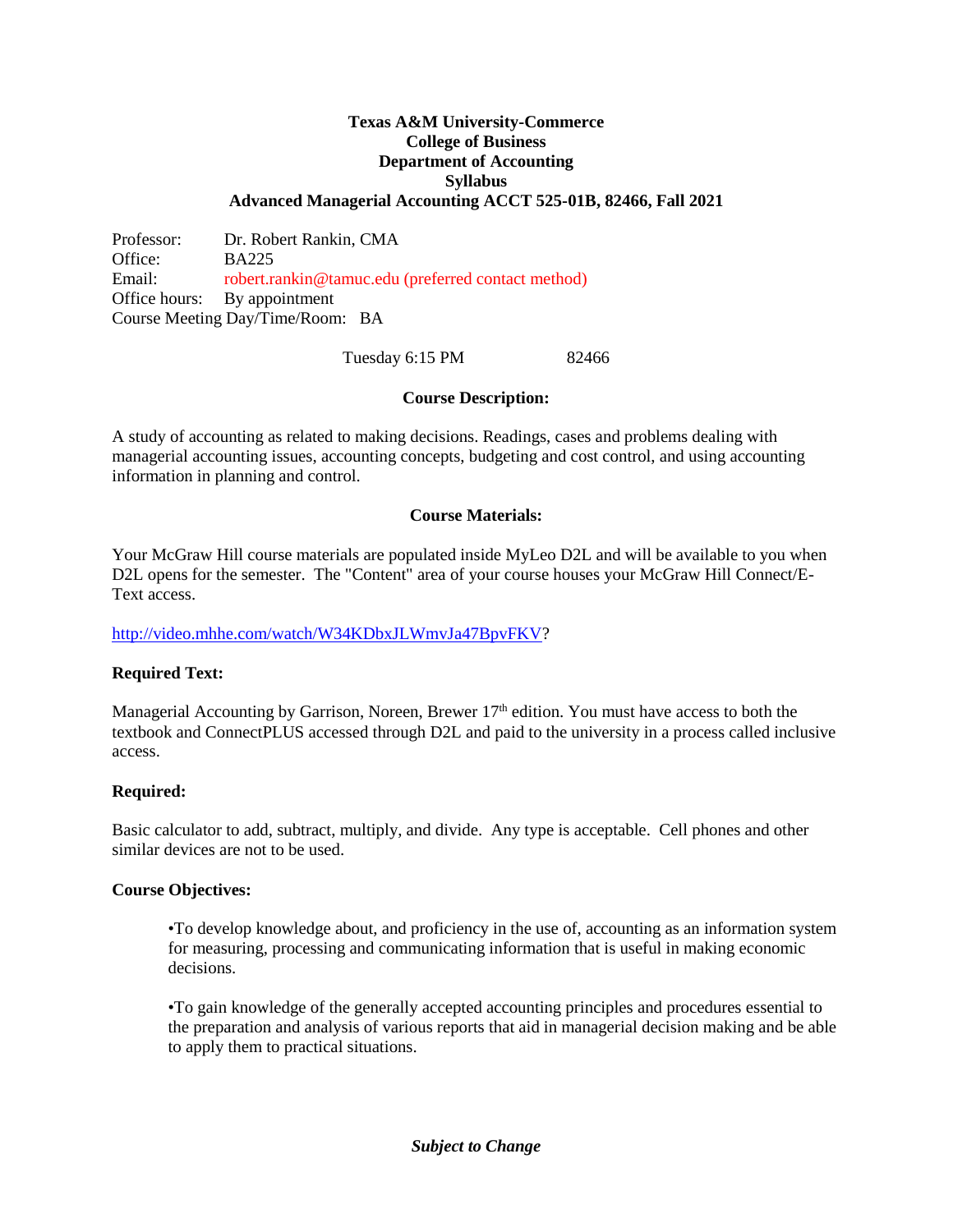**Texas A&M University-Commerce**
**College of Business**
**Department of Accounting**
**Syllabus**
**Advanced Managerial Accounting ACCT 525-01B, 82466, Fall 2021**

Professor: Dr. Robert Rankin, CMA
Office: BA225
Email: robert.rankin@tamuc.edu (preferred contact method)
Office hours: By appointment
Course Meeting Day/Time/Room: BA

Tuesday 6:15 PM 82466

### Course Description:

A study of accounting as related to making decisions. Readings, cases and problems dealing with managerial accounting issues, accounting concepts, budgeting and cost control, and using accounting information in planning and control.

### Course Materials:

Your McGraw Hill course materials are populated inside MyLeo D2L and will be available to you when D2L opens for the semester. The "Content" area of your course houses your McGraw Hill Connect/E-Text access.

http://video.mhhe.com/watch/W34KDbxJLWmvJa47BpvFKV?

**Required Text:**

Managerial Accounting by Garrison, Noreen, Brewer 17th edition. You must have access to both the textbook and ConnectPLUS accessed through D2L and paid to the university in a process called inclusive access.

**Required:**

Basic calculator to add, subtract, multiply, and divide. Any type is acceptable. Cell phones and other similar devices are not to be used.

**Course Objectives:**

- To develop knowledge about, and proficiency in the use of, accounting as an information system for measuring, processing and communicating information that is useful in making economic decisions.

- To gain knowledge of the generally accepted accounting principles and procedures essential to the preparation and analysis of various reports that aid in managerial decision making and be able to apply them to practical situations.

***Subject to Change***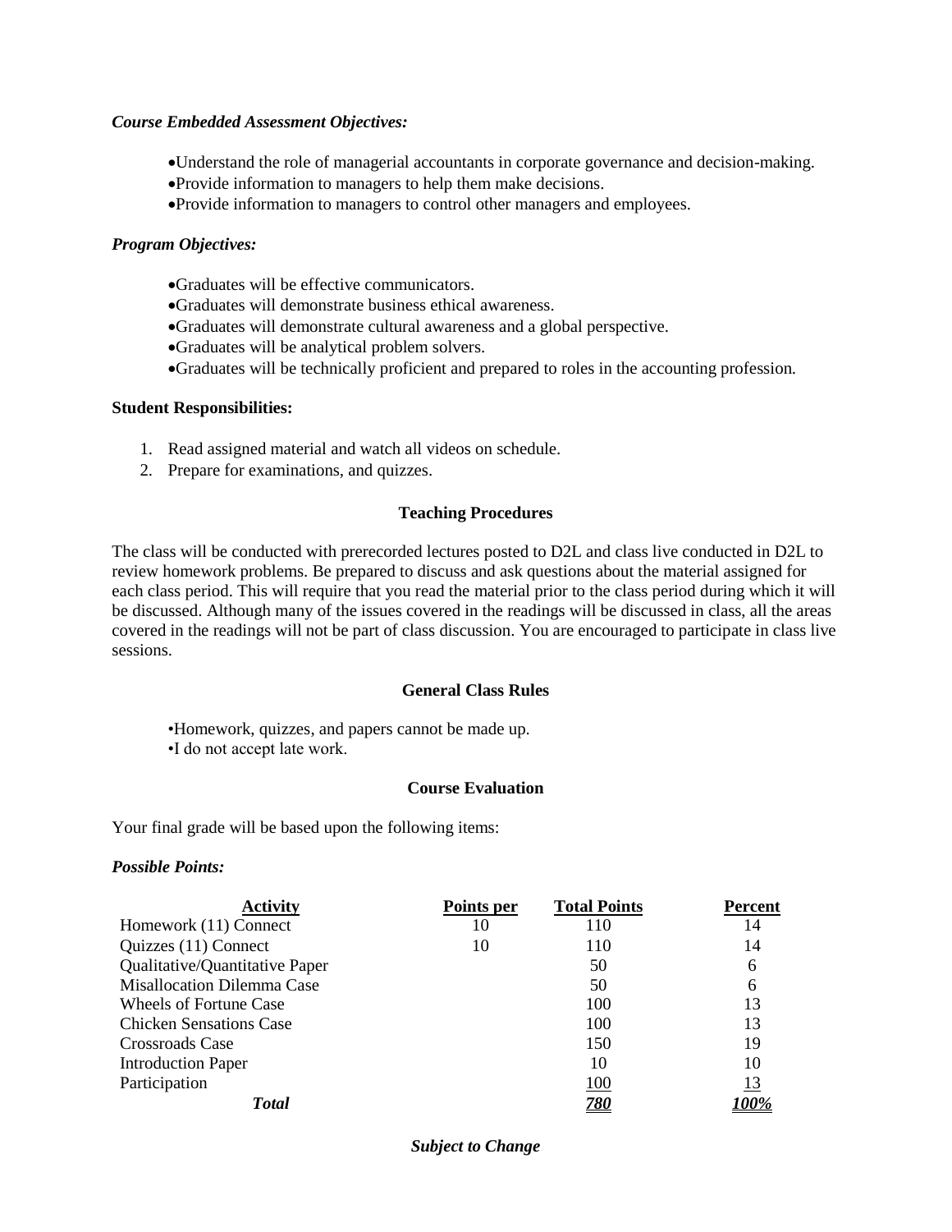***Course Embedded Assessment Objectives:***

- Understand the role of managerial accountants in corporate governance and decision-making.
- Provide information to managers to help them make decisions.
- Provide information to managers to control other managers and employees.

***Program Objectives:***

- Graduates will be effective communicators.
- Graduates will demonstrate business ethical awareness.
- Graduates will demonstrate cultural awareness and a global perspective.
- Graduates will be analytical problem solvers.
- Graduates will be technically proficient and prepared to roles in the accounting profession.

**Student Responsibilities:**

1. Read assigned material and watch all videos on schedule.
2. Prepare for examinations, and quizzes.

## Teaching Procedures

The class will be conducted with prerecorded lectures posted to D2L and class live conducted in D2L to review homework problems. Be prepared to discuss and ask questions about the material assigned for each class period. This will require that you read the material prior to the class period during which it will be discussed. Although many of the issues covered in the readings will be discussed in class, all the areas covered in the readings will not be part of class discussion. You are encouraged to participate in class live sessions.

## General Class Rules

- Homework, quizzes, and papers cannot be made up.
- I do not accept late work.

## Course Evaluation

Your final grade will be based upon the following items:

***Possible Points:***

| Activity | Points per | Total Points | Percent |
|---|---|---|---|
| Homework (11) Connect | 10 | 110 | 14 |
| Quizzes (11) Connect | 10 | 110 | 14 |
| Qualitative/Quantitative Paper | | 50 | 6 |
| Misallocation Dilemma Case | | 50 | 6 |
| Wheels of Fortune Case | | 100 | 13 |
| Chicken Sensations Case | | 100 | 13 |
| Crossroads Case | | 150 | 19 |
| Introduction Paper | | 10 | 10 |
| Participation | | 100 | 13 |
| ***Total*** | | ***780*** | ***100%*** |

***Subject to Change***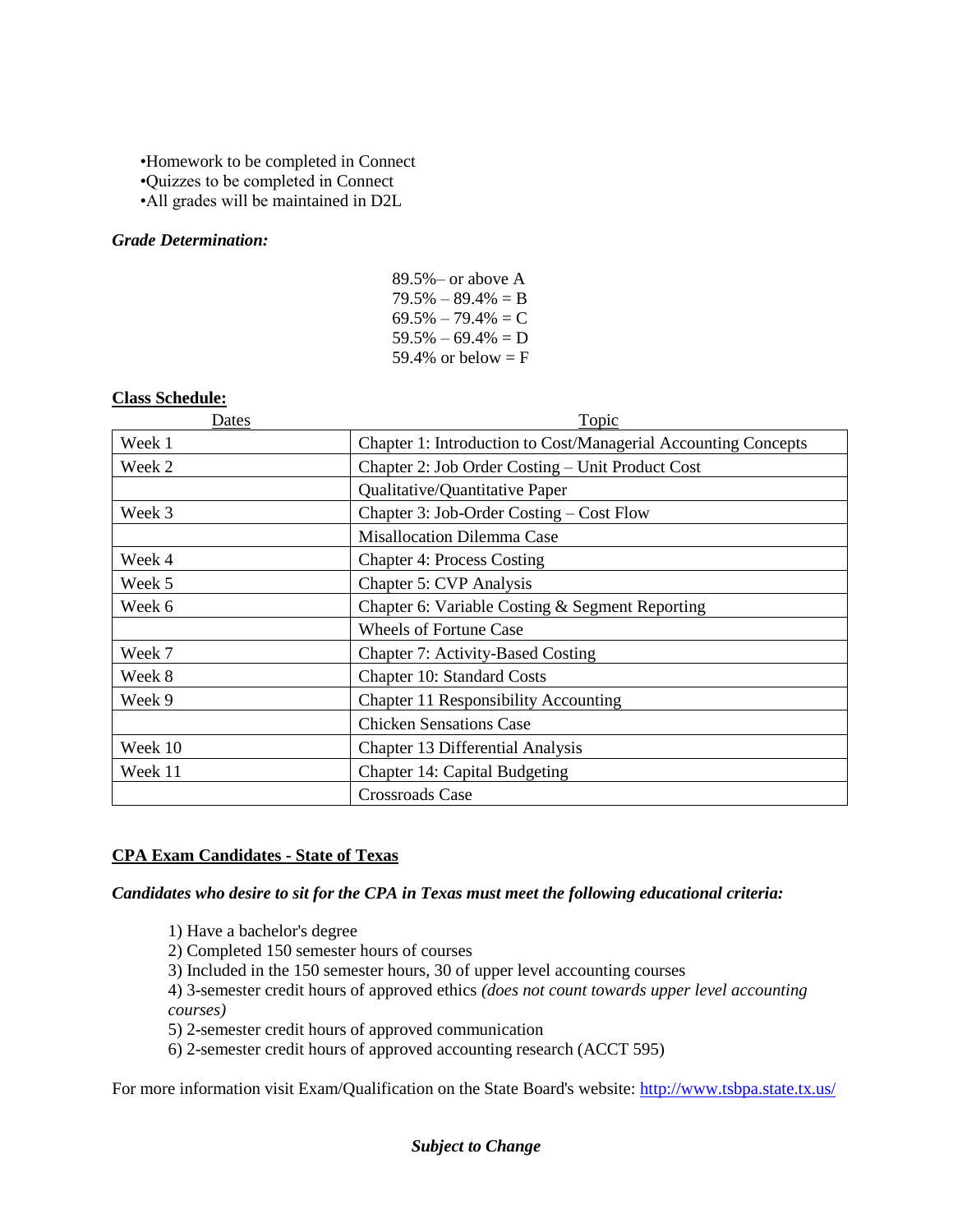- •Homework to be completed in Connect
- •Quizzes to be completed in Connect
- •All grades will be maintained in D2L

***Grade Determination:***

89.5%– or above A
79.5% – 89.4% = B
69.5% – 79.4% = C
59.5% – 69.4% = D
59.4% or below = F

**Class Schedule:**

| Dates | Topic |
|---|---|
| Week 1 | Chapter 1: Introduction to Cost/Managerial Accounting Concepts |
| Week 2 | Chapter 2: Job Order Costing – Unit Product Cost |
| | Qualitative/Quantitative Paper |
| Week 3 | Chapter 3: Job-Order Costing – Cost Flow |
| | Misallocation Dilemma Case |
| Week 4 | Chapter 4: Process Costing |
| Week 5 | Chapter 5: CVP Analysis |
| Week 6 | Chapter 6: Variable Costing & Segment Reporting |
| | Wheels of Fortune Case |
| Week 7 | Chapter 7: Activity-Based Costing |
| Week 8 | Chapter 10: Standard Costs |
| Week 9 | Chapter 11 Responsibility Accounting |
| | Chicken Sensations Case |
| Week 10 | Chapter 13 Differential Analysis |
| Week 11 | Chapter 14: Capital Budgeting |
| | Crossroads Case |

**CPA Exam Candidates - State of Texas**

***Candidates who desire to sit for the CPA in Texas must meet the following educational criteria:***

1) Have a bachelor's degree
2) Completed 150 semester hours of courses
3) Included in the 150 semester hours, 30 of upper level accounting courses
4) 3-semester credit hours of approved ethics *(does not count towards upper level accounting courses)*
5) 2-semester credit hours of approved communication
6) 2-semester credit hours of approved accounting research (ACCT 595)

For more information visit Exam/Qualification on the State Board's website: http://www.tsbpa.state.tx.us/

***Subject to Change***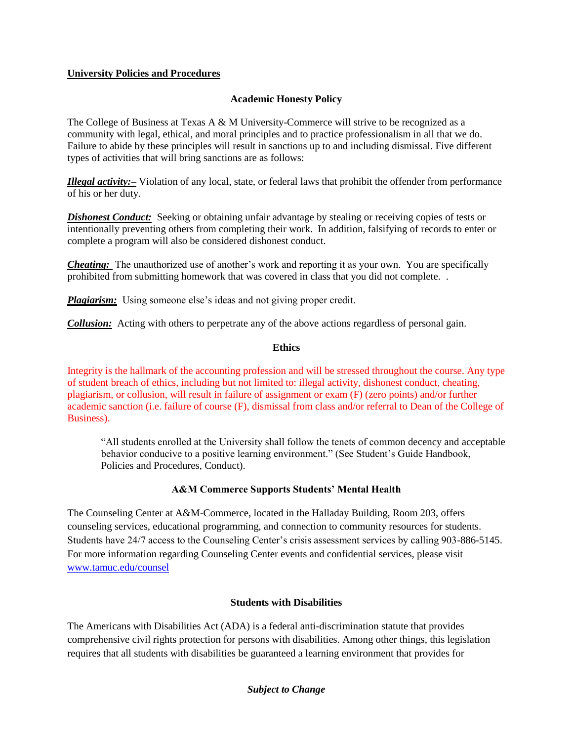**University Policies and Procedures**

### Academic Honesty Policy

The College of Business at Texas A & M University-Commerce will strive to be recognized as a community with legal, ethical, and moral principles and to practice professionalism in all that we do. Failure to abide by these principles will result in sanctions up to and including dismissal. Five different types of activities that will bring sanctions are as follows:

***Illegal activity:–*** Violation of any local, state, or federal laws that prohibit the offender from performance of his or her duty.

***Dishonest Conduct:*** Seeking or obtaining unfair advantage by stealing or receiving copies of tests or intentionally preventing others from completing their work. In addition, falsifying of records to enter or complete a program will also be considered dishonest conduct.

***Cheating:*** The unauthorized use of another's work and reporting it as your own. You are specifically prohibited from submitting homework that was covered in class that you did not complete. .

***Plagiarism:*** Using someone else's ideas and not giving proper credit.

***Collusion:*** Acting with others to perpetrate any of the above actions regardless of personal gain.

### Ethics

Integrity is the hallmark of the accounting profession and will be stressed throughout the course. Any type of student breach of ethics, including but not limited to: illegal activity, dishonest conduct, cheating, plagiarism, or collusion, will result in failure of assignment or exam (F) (zero points) and/or further academic sanction (i.e. failure of course (F), dismissal from class and/or referral to Dean of the College of Business).

> "All students enrolled at the University shall follow the tenets of common decency and acceptable behavior conducive to a positive learning environment." (See Student's Guide Handbook, Policies and Procedures, Conduct).

### A&M Commerce Supports Students' Mental Health

The Counseling Center at A&M-Commerce, located in the Halladay Building, Room 203, offers counseling services, educational programming, and connection to community resources for students. Students have 24/7 access to the Counseling Center's crisis assessment services by calling 903-886-5145. For more information regarding Counseling Center events and confidential services, please visit [www.tamuc.edu/counsel](www.tamuc.edu/counsel)

### Students with Disabilities

The Americans with Disabilities Act (ADA) is a federal anti-discrimination statute that provides comprehensive civil rights protection for persons with disabilities. Among other things, this legislation requires that all students with disabilities be guaranteed a learning environment that provides for

***Subject to Change***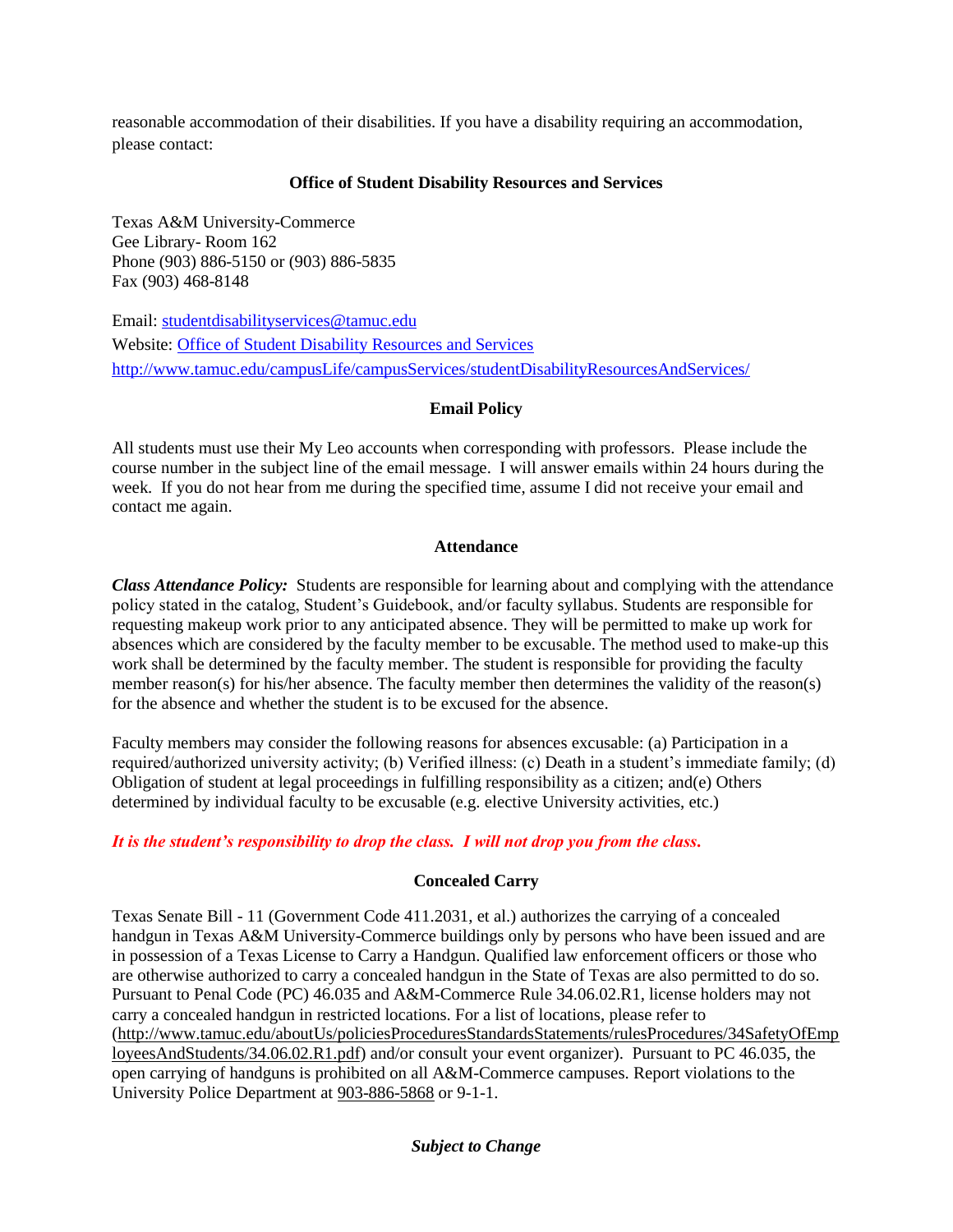reasonable accommodation of their disabilities. If you have a disability requiring an accommodation, please contact:

**Office of Student Disability Resources and Services**

Texas A&M University-Commerce
Gee Library- Room 162
Phone (903) 886-5150 or (903) 886-5835
Fax (903) 468-8148

Email: studentdisabilityservices@tamuc.edu
Website: Office of Student Disability Resources and Services
http://www.tamuc.edu/campusLife/campusServices/studentDisabilityResourcesAndServices/

**Email Policy**

All students must use their My Leo accounts when corresponding with professors. Please include the course number in the subject line of the email message. I will answer emails within 24 hours during the week. If you do not hear from me during the specified time, assume I did not receive your email and contact me again.

**Attendance**

***Class Attendance Policy:*** Students are responsible for learning about and complying with the attendance policy stated in the catalog, Student's Guidebook, and/or faculty syllabus. Students are responsible for requesting makeup work prior to any anticipated absence. They will be permitted to make up work for absences which are considered by the faculty member to be excusable. The method used to make-up this work shall be determined by the faculty member. The student is responsible for providing the faculty member reason(s) for his/her absence. The faculty member then determines the validity of the reason(s) for the absence and whether the student is to be excused for the absence.

Faculty members may consider the following reasons for absences excusable: (a) Participation in a required/authorized university activity; (b) Verified illness: (c) Death in a student's immediate family; (d) Obligation of student at legal proceedings in fulfilling responsibility as a citizen; and(e) Others determined by individual faculty to be excusable (e.g. elective University activities, etc.)

***It is the student's responsibility to drop the class. I will not drop you from the class.***

**Concealed Carry**

Texas Senate Bill - 11 (Government Code 411.2031, et al.) authorizes the carrying of a concealed handgun in Texas A&M University-Commerce buildings only by persons who have been issued and are in possession of a Texas License to Carry a Handgun. Qualified law enforcement officers or those who are otherwise authorized to carry a concealed handgun in the State of Texas are also permitted to do so. Pursuant to Penal Code (PC) 46.035 and A&M-Commerce Rule 34.06.02.R1, license holders may not carry a concealed handgun in restricted locations. For a list of locations, please refer to (http://www.tamuc.edu/aboutUs/policiesProceduresStandardsStatements/rulesProcedures/34SafetyOfEmployeesAndStudents/34.06.02.R1.pdf) and/or consult your event organizer). Pursuant to PC 46.035, the open carrying of handguns is prohibited on all A&M-Commerce campuses. Report violations to the University Police Department at 903-886-5868 or 9-1-1.

***Subject to Change***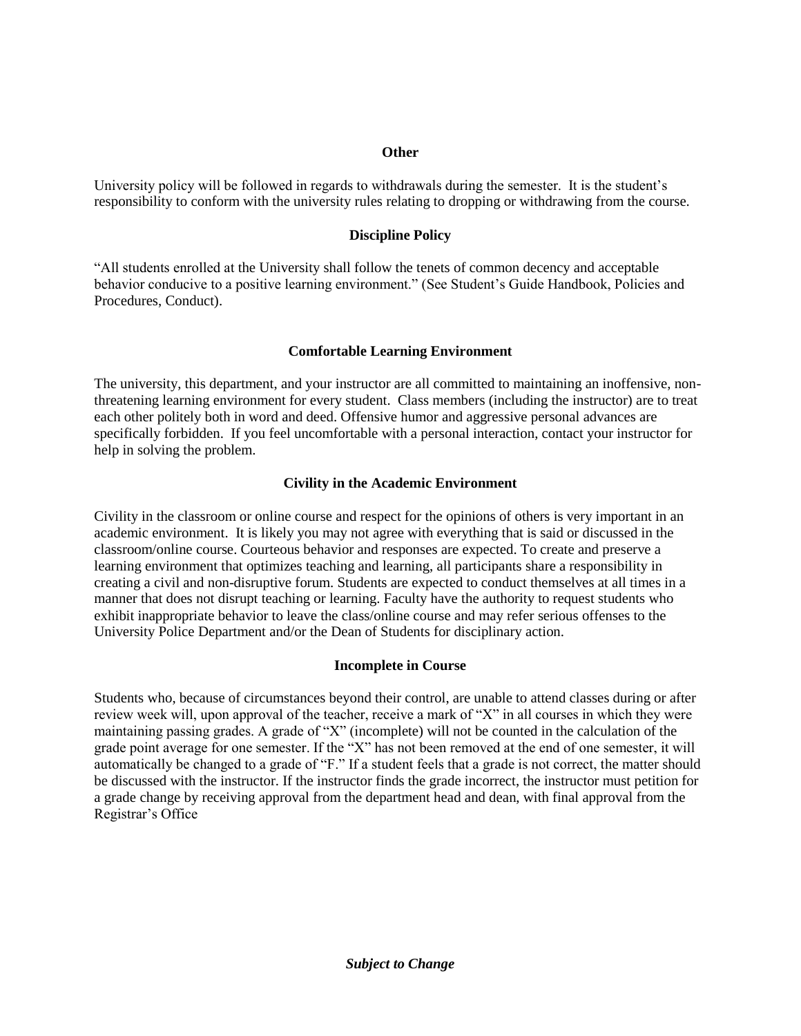## Other

University policy will be followed in regards to withdrawals during the semester. It is the student's responsibility to conform with the university rules relating to dropping or withdrawing from the course.

## Discipline Policy

"All students enrolled at the University shall follow the tenets of common decency and acceptable behavior conducive to a positive learning environment." (See Student's Guide Handbook, Policies and Procedures, Conduct).

## Comfortable Learning Environment

The university, this department, and your instructor are all committed to maintaining an inoffensive, non-threatening learning environment for every student. Class members (including the instructor) are to treat each other politely both in word and deed. Offensive humor and aggressive personal advances are specifically forbidden. If you feel uncomfortable with a personal interaction, contact your instructor for help in solving the problem.

## Civility in the Academic Environment

Civility in the classroom or online course and respect for the opinions of others is very important in an academic environment. It is likely you may not agree with everything that is said or discussed in the classroom/online course. Courteous behavior and responses are expected. To create and preserve a learning environment that optimizes teaching and learning, all participants share a responsibility in creating a civil and non-disruptive forum. Students are expected to conduct themselves at all times in a manner that does not disrupt teaching or learning. Faculty have the authority to request students who exhibit inappropriate behavior to leave the class/online course and may refer serious offenses to the University Police Department and/or the Dean of Students for disciplinary action.

## Incomplete in Course

Students who, because of circumstances beyond their control, are unable to attend classes during or after review week will, upon approval of the teacher, receive a mark of "X" in all courses in which they were maintaining passing grades. A grade of "X" (incomplete) will not be counted in the calculation of the grade point average for one semester. If the "X" has not been removed at the end of one semester, it will automatically be changed to a grade of "F." If a student feels that a grade is not correct, the matter should be discussed with the instructor. If the instructor finds the grade incorrect, the instructor must petition for a grade change by receiving approval from the department head and dean, with final approval from the Registrar's Office

***Subject to Change***